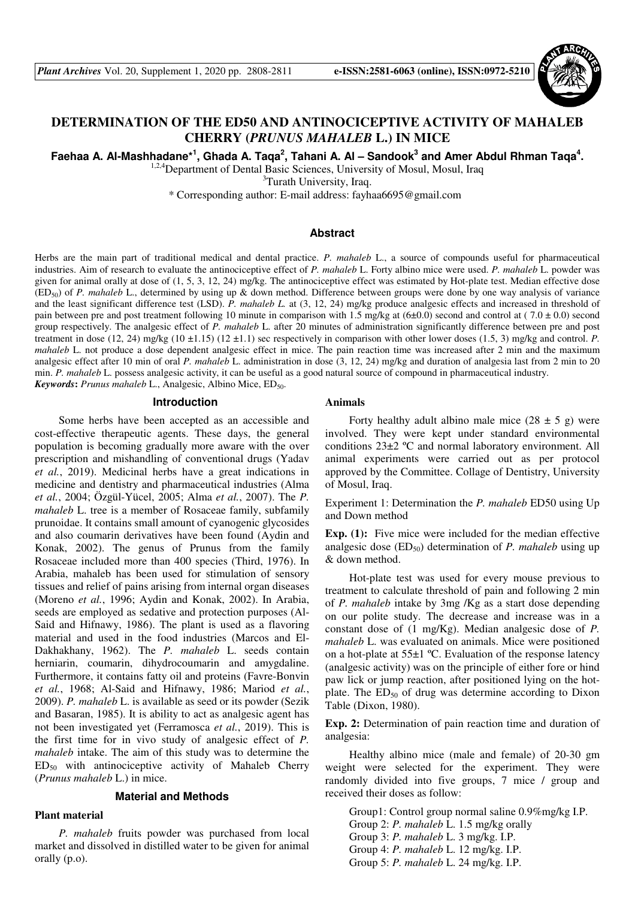# DETERMINATION OF THE ED50 AND ANTINOCICEPTIVE ACTIVITY OF MAHALEB CHERRY (*PRUNUS MAHALEB* L.) IN MICE

**Faehaa A. Al-Mashhadane*[1], Ghada A. Taqa[2], Tahani A. Al – Sandook[3] and Amer Abdul Rhman Taqa[4].**

[1,2,4]Department of Dental Basic Sciences, University of Mosul, Mosul, Iraq

[3]Turath University, Iraq.

\* Corresponding author: E-mail address: fayhaa6695@gmail.com

## Abstract

Herbs are the main part of traditional medical and dental practice. *P. mahaleb* L., a source of compounds useful for pharmaceutical industries. Aim of research to evaluate the antinociceptive effect of *P. mahaleb* L. Forty albino mice were used. *P. mahaleb* L. powder was given for animal orally at dose of (1, 5, 3, 12, 24) mg/kg. The antinociceptive effect was estimated by Hot-plate test. Median effective dose ($ED_{50}$) of *P. mahaleb* L., determined by using up & down method. Difference between groups were done by one way analysis of variance and the least significant difference test (LSD). *P. mahaleb L.* at (3, 12, 24) mg/kg produce analgesic effects and increased in threshold of pain between pre and post treatment following 10 minute in comparison with 1.5 mg/kg at (6±0.0) second and control at ( 7.0 ± 0.0) second group respectively. The analgesic effect of *P. mahaleb* L. after 20 minutes of administration significantly difference between pre and post treatment in dose (12, 24) mg/kg (10 ±1.15) (12 ±1.1) sec respectively in comparison with other lower doses (1.5, 3) mg/kg and control. *P. mahaleb* L. not produce a dose dependent analgesic effect in mice. The pain reaction time was increased after 2 min and the maximum analgesic effect after 10 min of oral *P. mahaleb* L. administration in dose (3, 12, 24) mg/kg and duration of analgesia last from 2 min to 20 min. *P. mahaleb* L. possess analgesic activity, it can be useful as a good natural source of compound in pharmaceutical industry.

***Keywords*:** *Prunus mahaleb* L., Analgesic, Albino Mice, $ED_{50}$.

## Introduction

Some herbs have been accepted as an accessible and cost-effective therapeutic agents. These days, the general population is becoming gradually more aware with the over prescription and mishandling of conventional drugs (Yadav *et al.*, 2019). Medicinal herbs have a great indications in medicine and dentistry and pharmaceutical industries (Alma *et al.*, 2004; Özgül-Yücel, 2005; Alma *et al.*, 2007). The *P. mahaleb* L. tree is a member of Rosaceae family, subfamily prunoidae. It contains small amount of cyanogenic glycosides and also coumarin derivatives have been found (Aydin and Konak, 2002). The genus of Prunus from the family Rosaceae included more than 400 species (Third, 1976). In Arabia, mahaleb has been used for stimulation of sensory tissues and relief of pains arising from internal organ diseases (Moreno *et al.*, 1996; Aydin and Konak, 2002). In Arabia, seeds are employed as sedative and protection purposes (Al-Said and Hifnawy, 1986). The plant is used as a flavoring material and used in the food industries (Marcos and El-Dakhakhany, 1962). The *P. mahaleb* L. seeds contain herniarin, coumarin, dihydrocoumarin and amygdaline. Furthermore, it contains fatty oil and proteins (Favre-Bonvin *et al.*, 1968; Al-Said and Hifnawy, 1986; Mariod *et al.*, 2009). *P. mahaleb* L. is available as seed or its powder (Sezik and Basaran, 1985). It is ability to act as analgesic agent has not been investigated yet (Ferramosca *et al.*, 2019). This is the first time for in vivo study of analgesic effect of *P. mahaleb* intake. The aim of this study was to determine the $ED_{50}$ with antinociceptive activity of Mahaleb Cherry (*Prunus mahaleb* L.) in mice.

## Material and Methods

### Plant material

*P. mahaleb* fruits powder was purchased from local market and dissolved in distilled water to be given for animal orally (p.o).

### Animals

Forty healthy adult albino male mice (28 ± 5 g) were involved. They were kept under standard environmental conditions 23±2 ºC and normal laboratory environment. All animal experiments were carried out as per protocol approved by the Committee. Collage of Dentistry, University of Mosul, Iraq.

Experiment 1: Determination the *P. mahaleb* ED50 using Up and Down method

**Exp. (1):** Five mice were included for the median effective analgesic dose ($ED_{50}$) determination of *P. mahaleb* using up & down method.

Hot-plate test was used for every mouse previous to treatment to calculate threshold of pain and following 2 min of *P. mahaleb* intake by 3mg /Kg as a start dose depending on our polite study. The decrease and increase was in a constant dose of (1 mg/Kg). Median analgesic dose of *P. mahaleb* L. was evaluated on animals. Mice were positioned on a hot-plate at 55±1 ºC. Evaluation of the response latency (analgesic activity) was on the principle of either fore or hind paw lick or jump reaction, after positioned lying on the hot-plate. The $ED_{50}$ of drug was determine according to Dixon Table (Dixon, 1980).

**Exp. 2:** Determination of pain reaction time and duration of analgesia:

Healthy albino mice (male and female) of 20-30 gm weight were selected for the experiment. They were randomly divided into five groups, 7 mice / group and received their doses as follow:

Group1: Control group normal saline 0.9%mg/kg I.P.
Group 2: *P. mahaleb* L. 1.5 mg/kg orally
Group 3: *P. mahaleb* L. 3 mg/kg. I.P.
Group 4: *P. mahaleb* L. 12 mg/kg. I.P.
Group 5: *P. mahaleb* L. 24 mg/kg. I.P.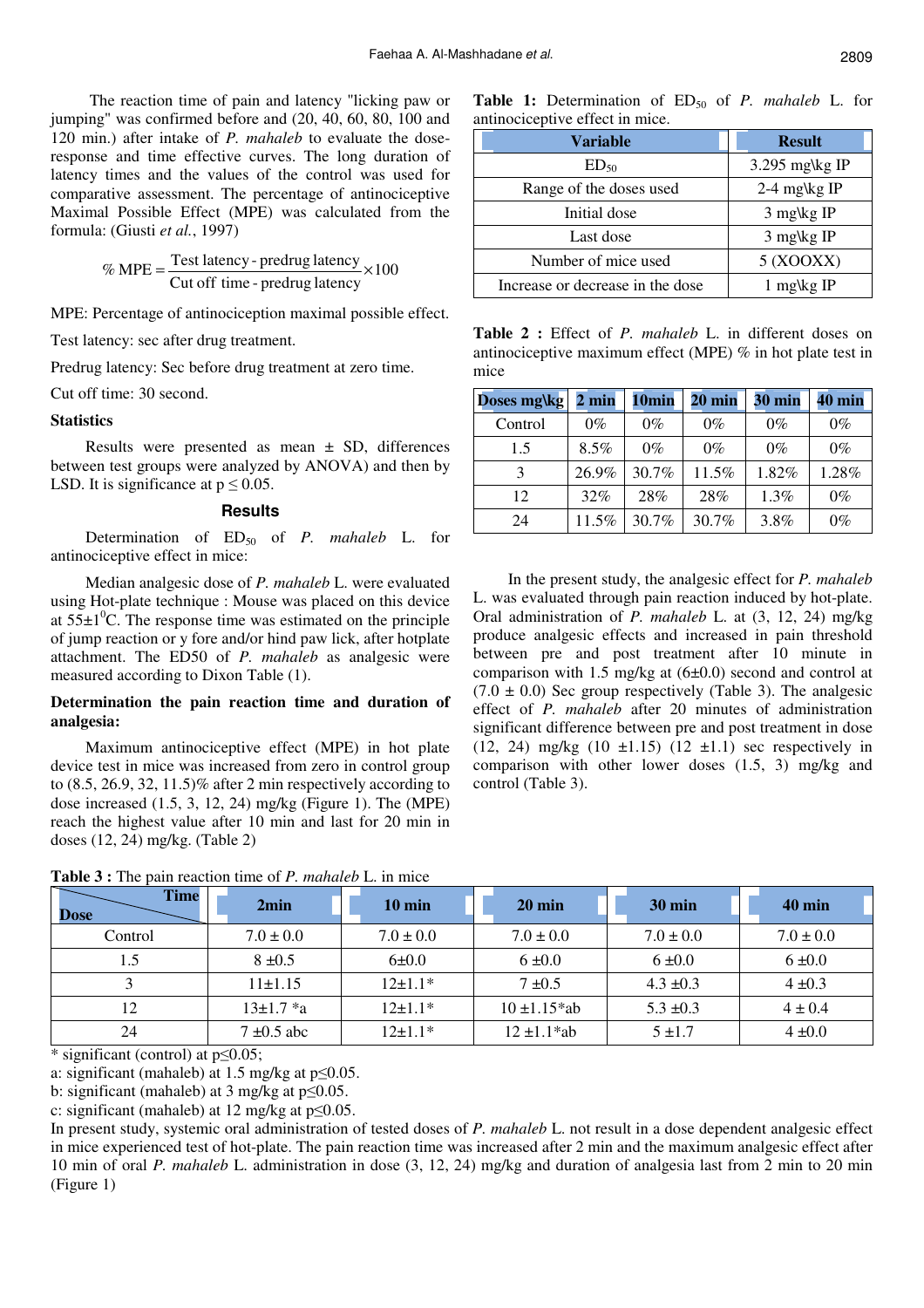The reaction time of pain and latency "licking paw or jumping" was confirmed before and (20, 40, 60, 80, 100 and 120 min.) after intake of *P. mahaleb* to evaluate the dose-response and time effective curves. The long duration of latency times and the values of the control was used for comparative assessment. The percentage of antinociceptive Maximal Possible Effect (MPE) was calculated from the formula: (Giusti *et al.*, 1997)

$$\% \text{ MPE} = \frac{\text{Test latency - predrug latency}}{\text{Cut off time - predrug latency}} \times 100$$

MPE: Percentage of antinociception maximal possible effect.

Test latency: sec after drug treatment.

Predrug latency: Sec before drug treatment at zero time.

Cut off time: 30 second.

### Statistics

Results were presented as mean ± SD, differences between test groups were analyzed by ANOVA) and then by LSD. It is significance at $p \leq 0.05$.

## Results

Determination of $ED_{50}$ of *P. mahaleb* L. for antinociceptive effect in mice:

Median analgesic dose of *P. mahaleb* L. were evaluated using Hot-plate technique : Mouse was placed on this device at 55±1$^0$C. The response time was estimated on the principle of jump reaction or y fore and/or hind paw lick, after hotplate attachment. The ED50 of *P. mahaleb* as analgesic were measured according to Dixon Table (1).

### Determination the pain reaction time and duration of analgesia:

Maximum antinociceptive effect (MPE) in hot plate device test in mice was increased from zero in control group to (8.5, 26.9, 32, 11.5)% after 2 min respectively according to dose increased (1.5, 3, 12, 24) mg/kg (Figure 1). The (MPE) reach the highest value after 10 min and last for 20 min in doses (12, 24) mg/kg. (Table 2)

**Table 1:** Determination of $ED_{50}$ of *P. mahaleb* L. for antinociceptive effect in mice.

| Variable | Result |
|---|---|
| $ED_{50}$ | 3.295 mg\kg IP |
| Range of the doses used | 2-4 mg\kg IP |
| Initial dose | 3 mg\kg IP |
| Last dose | 3 mg\kg IP |
| Number of mice used | 5 (XOOXX) |
| Increase or decrease in the dose | 1 mg\kg IP |

**Table 2 :** Effect of *P. mahaleb* L. in different doses on antinociceptive maximum effect (MPE) % in hot plate test in mice

| Doses mg\kg | 2 min | 10min | 20 min | 30 min | 40 min |
|---|---|---|---|---|---|
| Control | 0% | 0% | 0% | 0% | 0% |
| 1.5 | 8.5% | 0% | 0% | 0% | 0% |
| 3 | 26.9% | 30.7% | 11.5% | 1.82% | 1.28% |
| 12 | 32% | 28% | 28% | 1.3% | 0% |
| 24 | 11.5% | 30.7% | 30.7% | 3.8% | 0% |

In the present study, the analgesic effect for *P. mahaleb* L. was evaluated through pain reaction induced by hot-plate. Oral administration of *P. mahaleb* L. at (3, 12, 24) mg/kg produce analgesic effects and increased in pain threshold between pre and post treatment after 10 minute in comparison with 1.5 mg/kg at (6±0.0) second and control at (7.0 ± 0.0) Sec group respectively (Table 3). The analgesic effect of *P. mahaleb* after 20 minutes of administration significant difference between pre and post treatment in dose (12, 24) mg/kg (10 ±1.15) (12 ±1.1) sec respectively in comparison with other lower doses (1.5, 3) mg/kg and control (Table 3).

**Table 3 :** The pain reaction time of *P. mahaleb* L. in mice

| Dose \ Time | 2min | 10 min | 20 min | 30 min | 40 min |
|---|---|---|---|---|---|
| Control | 7.0 ± 0.0 | 7.0 ± 0.0 | 7.0 ± 0.0 | 7.0 ± 0.0 | 7.0 ± 0.0 |
| 1.5 | 8 ±0.5 | 6±0.0 | 6 ±0.0 | 6 ±0.0 | 6 ±0.0 |
| 3 | 11±1.15 | 12±1.1* | 7 ±0.5 | 4.3 ±0.3 | 4 ±0.3 |
| 12 | 13±1.7 *a | 12±1.1* | 10 ±1.15*ab | 5.3 ±0.3 | 4 ± 0.4 |
| 24 | 7 ±0.5 abc | 12±1.1* | 12 ±1.1*ab | 5 ±1.7 | 4 ±0.0 |

* significant (control) at $p \leq 0.05$;
a: significant (mahaleb) at 1.5 mg/kg at $p \leq 0.05$.
b: significant (mahaleb) at 3 mg/kg at $p \leq 0.05$.
c: significant (mahaleb) at 12 mg/kg at $p \leq 0.05$.

In present study, systemic oral administration of tested doses of *P. mahaleb* L. not result in a dose dependent analgesic effect in mice experienced test of hot-plate. The pain reaction time was increased after 2 min and the maximum analgesic effect after 10 min of oral *P. mahaleb* L. administration in dose (3, 12, 24) mg/kg and duration of analgesia last from 2 min to 20 min (Figure 1)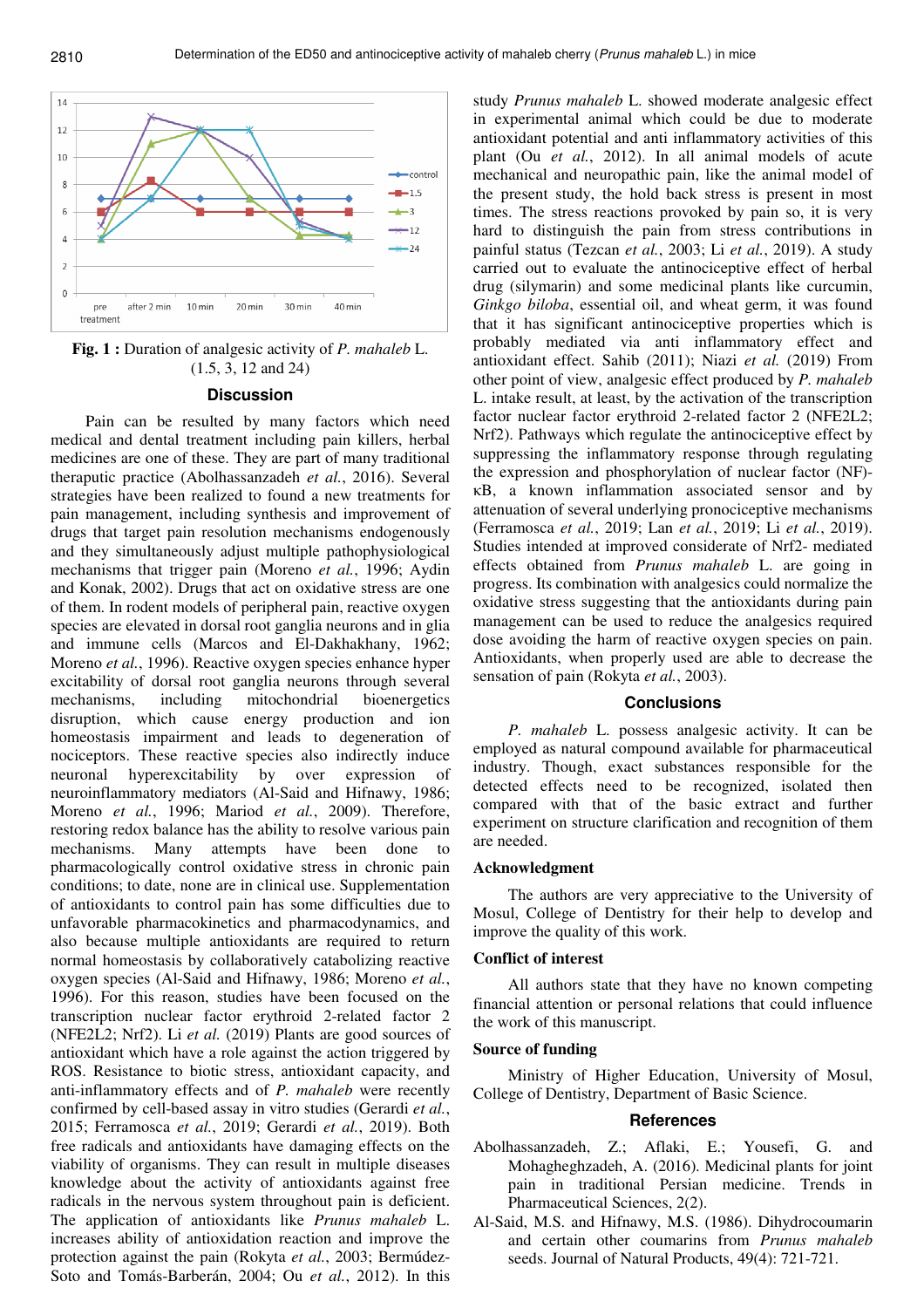**Fig. 1 :** Duration of analgesic activity of *P. mahaleb* L. (1.5, 3, 12 and 24)

## Discussion

Pain can be resulted by many factors which need medical and dental treatment including pain killers, herbal medicines are one of these. They are part of many traditional theraputic practice (Abolhassanzadeh *et al.*, 2016). Several strategies have been realized to found a new treatments for pain management, including synthesis and improvement of drugs that target pain resolution mechanisms endogenously and they simultaneously adjust multiple pathophysiological mechanisms that trigger pain (Moreno *et al.*, 1996; Aydin and Konak, 2002). Drugs that act on oxidative stress are one of them. In rodent models of peripheral pain, reactive oxygen species are elevated in dorsal root ganglia neurons and in glia and immune cells (Marcos and El-Dakhakhany, 1962; Moreno *et al.*, 1996). Reactive oxygen species enhance hyper excitability of dorsal root ganglia neurons through several mechanisms, including mitochondrial bioenergetics disruption, which cause energy production and ion homeostasis impairment and leads to degeneration of nociceptors. These reactive species also indirectly induce neuronal hyperexcitability by over expression of neuroinflammatory mediators (Al-Said and Hifnawy, 1986; Moreno *et al.*, 1996; Mariod *et al.*, 2009). Therefore, restoring redox balance has the ability to resolve various pain mechanisms. Many attempts have been done to pharmacologically control oxidative stress in chronic pain conditions; to date, none are in clinical use. Supplementation of antioxidants to control pain has some difficulties due to unfavorable pharmacokinetics and pharmacodynamics, and also because multiple antioxidants are required to return normal homeostasis by collaboratively catabolizing reactive oxygen species (Al-Said and Hifnawy, 1986; Moreno *et al.*, 1996). For this reason, studies have been focused on the transcription nuclear factor erythroid 2-related factor 2 (NFE2L2; Nrf2). Li *et al.* (2019) Plants are good sources of antioxidant which have a role against the action triggered by ROS. Resistance to biotic stress, antioxidant capacity, and anti-inflammatory effects and of *P. mahaleb* were recently confirmed by cell-based assay in vitro studies (Gerardi *et al.*, 2015; Ferramosca *et al.*, 2019; Gerardi *et al.*, 2019). Both free radicals and antioxidants have damaging effects on the viability of organisms. They can result in multiple diseases knowledge about the activity of antioxidants against free radicals in the nervous system throughout pain is deficient. The application of antioxidants like *Prunus mahaleb* L. increases ability of antioxidation reaction and improve the protection against the pain (Rokyta *et al.*, 2003; Bermúdez-Soto and Tomás-Barberán, 2004; Ou *et al.*, 2012). In this study *Prunus mahaleb* L. showed moderate analgesic effect in experimental animal which could be due to moderate antioxidant potential and anti inflammatory activities of this plant (Ou *et al.*, 2012). In all animal models of acute mechanical and neuropathic pain, like the animal model of the present study, the hold back stress is present in most times. The stress reactions provoked by pain so, it is very hard to distinguish the pain from stress contributions in painful status (Tezcan *et al.*, 2003; Li *et al.*, 2019). A study carried out to evaluate the antinociceptive effect of herbal drug (silymarin) and some medicinal plants like curcumin, *Ginkgo biloba*, essential oil, and wheat germ, it was found that it has significant antinociceptive properties which is probably mediated via anti inflammatory effect and antioxidant effect. Sahib (2011); Niazi *et al.* (2019) From other point of view, analgesic effect produced by *P. mahaleb* L. intake result, at least, by the activation of the transcription factor nuclear factor erythroid 2-related factor 2 (NFE2L2; Nrf2). Pathways which regulate the antinociceptive effect by suppressing the inflammatory response through regulating the expression and phosphorylation of nuclear factor (NF)-κB, a known inflammation associated sensor and by attenuation of several underlying pronociceptive mechanisms (Ferramosca *et al.*, 2019; Lan *et al.*, 2019; Li *et al.*, 2019). Studies intended at improved considerate of Nrf2- mediated effects obtained from *Prunus mahaleb* L. are going in progress. Its combination with analgesics could normalize the oxidative stress suggesting that the antioxidants during pain management can be used to reduce the analgesics required dose avoiding the harm of reactive oxygen species on pain. Antioxidants, when properly used are able to decrease the sensation of pain (Rokyta *et al.*, 2003).

## Conclusions

*P. mahaleb* L. possess analgesic activity. It can be employed as natural compound available for pharmaceutical industry. Though, exact substances responsible for the detected effects need to be recognized, isolated then compared with that of the basic extract and further experiment on structure clarification and recognition of them are needed.

### Acknowledgment

The authors are very appreciative to the University of Mosul, College of Dentistry for their help to develop and improve the quality of this work.

### Conflict of interest

All authors state that they have no known competing financial attention or personal relations that could influence the work of this manuscript.

### Source of funding

Ministry of Higher Education, University of Mosul, College of Dentistry, Department of Basic Science.

## References

Abolhassanzadeh, Z.; Aflaki, E.; Yousefi, G. and Mohagheghzadeh, A. (2016). Medicinal plants for joint pain in traditional Persian medicine. Trends in Pharmaceutical Sciences, 2(2).

Al-Said, M.S. and Hifnawy, M.S. (1986). Dihydrocoumarin and certain other coumarins from *Prunus mahaleb* seeds. Journal of Natural Products, 49(4): 721-721.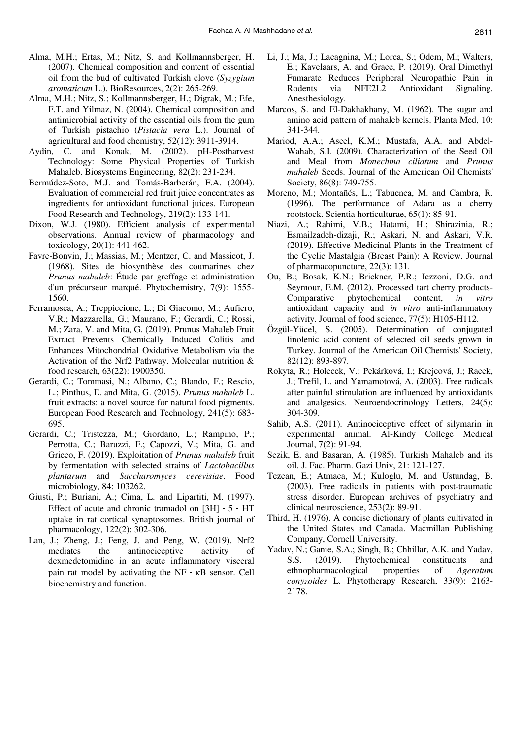Alma, M.H.; Ertas, M.; Nitz, S. and Kollmannsberger, H. (2007). Chemical composition and content of essential oil from the bud of cultivated Turkish clove (*Syzygium aromaticum* L.). BioResources, 2(2): 265-269.

Alma, M.H.; Nitz, S.; Kollmannsberger, H.; Digrak, M.; Efe, F.T. and Yilmaz, N. (2004). Chemical composition and antimicrobial activity of the essential oils from the gum of Turkish pistachio (*Pistacia vera* L.). Journal of agricultural and food chemistry, 52(12): 3911-3914.

Aydin, C. and Konak, M. (2002). pH-Postharvest Technology: Some Physical Properties of Turkish Mahaleb. Biosystems Engineering, 82(2): 231-234.

Bermúdez-Soto, M.J. and Tomás-Barberán, F.A. (2004). Evaluation of commercial red fruit juice concentrates as ingredients for antioxidant functional juices. European Food Research and Technology, 219(2): 133-141.

Dixon, W.J. (1980). Efficient analysis of experimental observations. Annual review of pharmacology and toxicology, 20(1): 441-462.

Favre-Bonvin, J.; Massias, M.; Mentzer, C. and Massicot, J. (1968). Sites de biosynthèse des coumarines chez *Prunus mahaleb*: Étude par greffage et administration d'un précurseur marqué. Phytochemistry, 7(9): 1555-1560.

Ferramosca, A.; Treppiccione, L.; Di Giacomo, M.; Aufiero, V.R.; Mazzarella, G.; Maurano, F.; Gerardi, C.; Rossi, M.; Zara, V. and Mita, G. (2019). Prunus Mahaleb Fruit Extract Prevents Chemically Induced Colitis and Enhances Mitochondrial Oxidative Metabolism via the Activation of the Nrf2 Pathway. Molecular nutrition & food research, 63(22): 1900350.

Gerardi, C.; Tommasi, N.; Albano, C.; Blando, F.; Rescio, L.; Pinthus, E. and Mita, G. (2015). *Prunus mahaleb* L. fruit extracts: a novel source for natural food pigments. European Food Research and Technology, 241(5): 683-695.

Gerardi, C.; Tristezza, M.; Giordano, L.; Rampino, P.; Perrotta, C.; Baruzzi, F.; Capozzi, V.; Mita, G. and Grieco, F. (2019). Exploitation of *Prunus mahaleb* fruit by fermentation with selected strains of *Lactobacillus plantarum* and *Saccharomyces cerevisiae*. Food microbiology, 84: 103262.

Giusti, P.; Buriani, A.; Cima, L. and Lipartiti, M. (1997). Effect of acute and chronic tramadol on [3H] - 5 - HT uptake in rat cortical synaptosomes. British journal of pharmacology, 122(2): 302-306.

Lan, J.; Zheng, J.; Feng, J. and Peng, W. (2019). Nrf2 mediates the antinociceptive activity of dexmedetomidine in an acute inflammatory visceral pain rat model by activating the NF - κB sensor. Cell biochemistry and function.

Li, J.; Ma, J.; Lacagnina, M.; Lorca, S.; Odem, M.; Walters, E.; Kavelaars, A. and Grace, P. (2019). Oral Dimethyl Fumarate Reduces Peripheral Neuropathic Pain in Rodents via NFE2L2 Antioxidant Signaling. Anesthesiology.

Marcos, S. and El-Dakhakhany, M. (1962). The sugar and amino acid pattern of mahaleb kernels. Planta Med, 10: 341-344.

Mariod, A.A.; Aseel, K.M.; Mustafa, A.A. and Abdel-Wahab, S.I. (2009). Characterization of the Seed Oil and Meal from *Monechma ciliatum* and *Prunus mahaleb* Seeds. Journal of the American Oil Chemists' Society, 86(8): 749-755.

Moreno, M.; Montañés, L.; Tabuenca, M. and Cambra, R. (1996). The performance of Adara as a cherry rootstock. Scientia horticulturae, 65(1): 85-91.

Niazi, A.; Rahimi, V.B.; Hatami, H.; Shirazinia, R.; Esmailzadeh-dizaji, R.; Askari, N. and Askari, V.R. (2019). Effective Medicinal Plants in the Treatment of the Cyclic Mastalgia (Breast Pain): A Review. Journal of pharmacopuncture, 22(3): 131.

Ou, B.; Bosak, K.N.; Brickner, P.R.; Iezzoni, D.G. and Seymour, E.M. (2012). Processed tart cherry products-Comparative phytochemical content, *in vitro* antioxidant capacity and *in vitro* anti-inflammatory activity. Journal of food science, 77(5): H105-H112.

Özgül-Yücel, S. (2005). Determination of conjugated linolenic acid content of selected oil seeds grown in Turkey. Journal of the American Oil Chemists' Society, 82(12): 893-897.

Rokyta, R.; Holecek, V.; Pekárková, I.; Krejcová, J.; Racek, J.; Trefil, L. and Yamamotová, A. (2003). Free radicals after painful stimulation are influenced by antioxidants and analgesics. Neuroendocrinology Letters, 24(5): 304-309.

Sahib, A.S. (2011). Antinociceptive effect of silymarin in experimental animal. Al-Kindy College Medical Journal, 7(2): 91-94.

Sezik, E. and Basaran, A. (1985). Turkish Mahaleb and its oil. J. Fac. Pharm. Gazi Univ, 21: 121-127.

Tezcan, E.; Atmaca, M.; Kuloglu, M. and Ustundag, B. (2003). Free radicals in patients with post-traumatic stress disorder. European archives of psychiatry and clinical neuroscience, 253(2): 89-91.

Third, H. (1976). A concise dictionary of plants cultivated in the United States and Canada. Macmillan Publishing Company, Cornell University.

Yadav, N.; Ganie, S.A.; Singh, B.; Chhillar, A.K. and Yadav, S.S. (2019). Phytochemical constituents and ethnopharmacological properties of *Ageratum conyzoides* L. Phytotherapy Research, 33(9): 2163-2178.